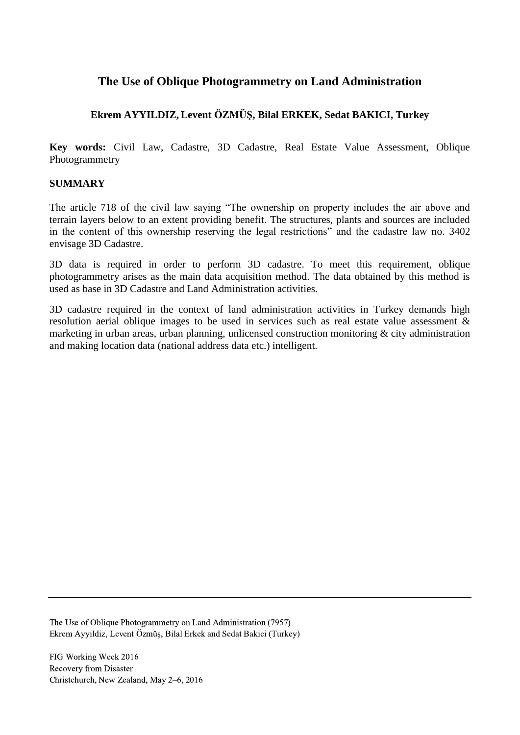# The Use of Oblique Photogrammetry on Land Administration

**Ekrem AYYILDIZ, Levent ÖZMÜŞ, Bilal ERKEK, Sedat BAKICI, Turkey**

**Key words:** Civil Law, Cadastre, 3D Cadastre, Real Estate Value Assessment, Oblique Photogrammetry

## SUMMARY

The article 718 of the civil law saying "The ownership on property includes the air above and terrain layers below to an extent providing benefit. The structures, plants and sources are included in the content of this ownership reserving the legal restrictions" and the cadastre law no. 3402 envisage 3D Cadastre.

3D data is required in order to perform 3D cadastre. To meet this requirement, oblique photogrammetry arises as the main data acquisition method. The data obtained by this method is used as base in 3D Cadastre and Land Administration activities.

3D cadastre required in the context of land administration activities in Turkey demands high resolution aerial oblique images to be used in services such as real estate value assessment & marketing in urban areas, urban planning, unlicensed construction monitoring & city administration and making location data (national address data etc.) intelligent.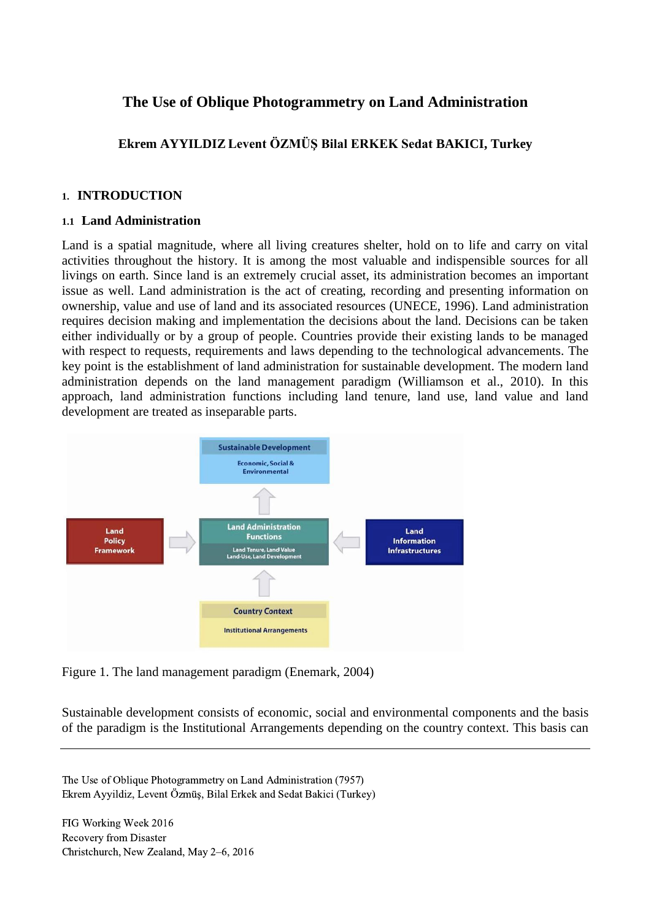# The Use of Oblique Photogrammetry on Land Administration

**Ekrem AYYILDIZ Levent ÖZMÜŞ Bilal ERKEK Sedat BAKICI, Turkey**

## 1. INTRODUCTION

### 1.1 Land Administration

Land is a spatial magnitude, where all living creatures shelter, hold on to life and carry on vital activities throughout the history. It is among the most valuable and indispensible sources for all livings on earth. Since land is an extremely crucial asset, its administration becomes an important issue as well. Land administration is the act of creating, recording and presenting information on ownership, value and use of land and its associated resources (UNECE, 1996). Land administration requires decision making and implementation the decisions about the land. Decisions can be taken either individually or by a group of people. Countries provide their existing lands to be managed with respect to requests, requirements and laws depending to the technological advancements. The key point is the establishment of land administration for sustainable development. The modern land administration depends on the land management paradigm (Williamson et al., 2010). In this approach, land administration functions including land tenure, land use, land value and land development are treated as inseparable parts.

Figure 1. The land management paradigm (Enemark, 2004)

Sustainable development consists of economic, social and environmental components and the basis of the paradigm is the Institutional Arrangements depending on the country context. This basis can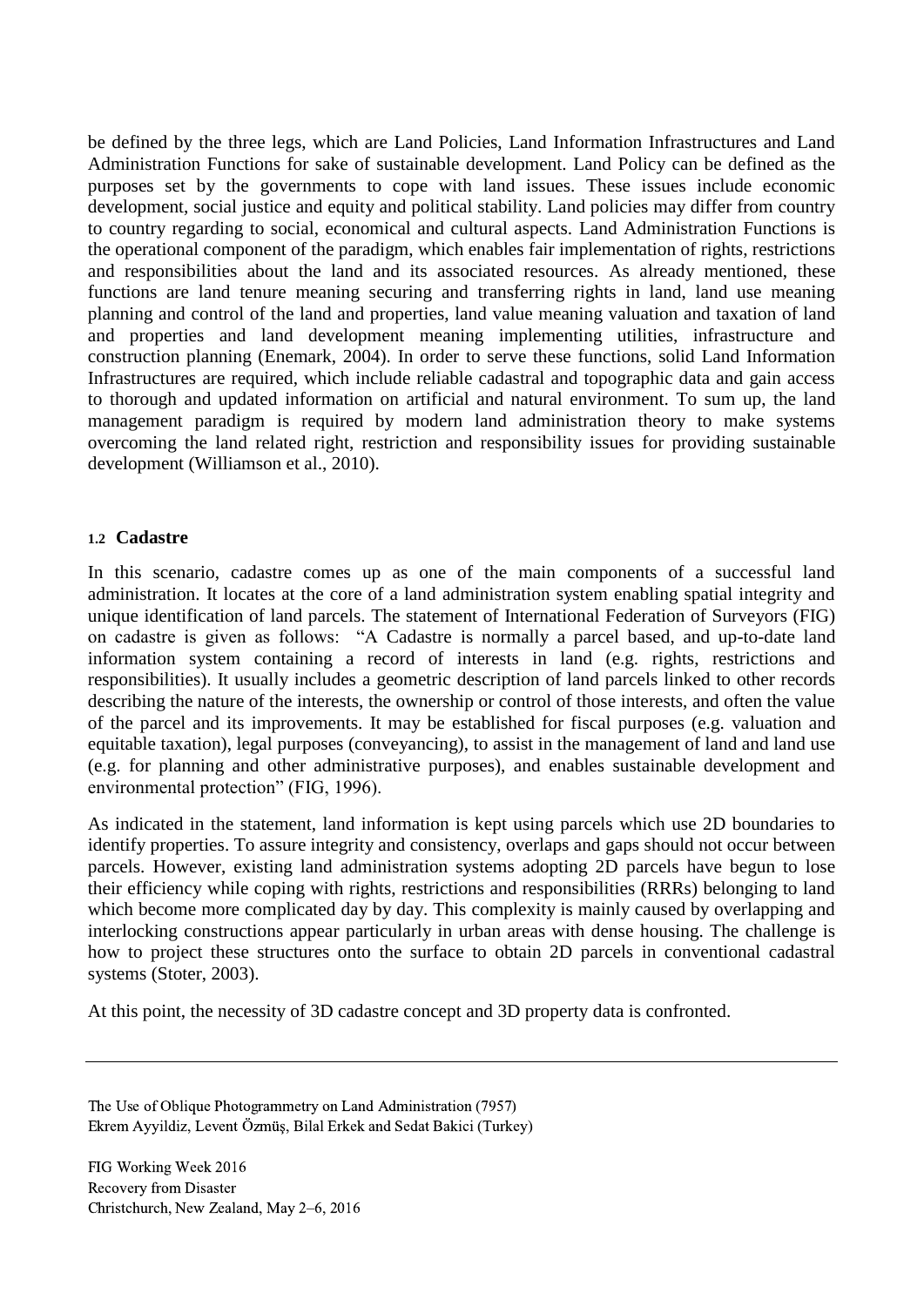be defined by the three legs, which are Land Policies, Land Information Infrastructures and Land Administration Functions for sake of sustainable development. Land Policy can be defined as the purposes set by the governments to cope with land issues. These issues include economic development, social justice and equity and political stability. Land policies may differ from country to country regarding to social, economical and cultural aspects. Land Administration Functions is the operational component of the paradigm, which enables fair implementation of rights, restrictions and responsibilities about the land and its associated resources. As already mentioned, these functions are land tenure meaning securing and transferring rights in land, land use meaning planning and control of the land and properties, land value meaning valuation and taxation of land and properties and land development meaning implementing utilities, infrastructure and construction planning (Enemark, 2004). In order to serve these functions, solid Land Information Infrastructures are required, which include reliable cadastral and topographic data and gain access to thorough and updated information on artificial and natural environment. To sum up, the land management paradigm is required by modern land administration theory to make systems overcoming the land related right, restriction and responsibility issues for providing sustainable development (Williamson et al., 2010).

### 1.2 Cadastre

In this scenario, cadastre comes up as one of the main components of a successful land administration. It locates at the core of a land administration system enabling spatial integrity and unique identification of land parcels. The statement of International Federation of Surveyors (FIG) on cadastre is given as follows: "A Cadastre is normally a parcel based, and up-to-date land information system containing a record of interests in land (e.g. rights, restrictions and responsibilities). It usually includes a geometric description of land parcels linked to other records describing the nature of the interests, the ownership or control of those interests, and often the value of the parcel and its improvements. It may be established for fiscal purposes (e.g. valuation and equitable taxation), legal purposes (conveyancing), to assist in the management of land and land use (e.g. for planning and other administrative purposes), and enables sustainable development and environmental protection" (FIG, 1996).

As indicated in the statement, land information is kept using parcels which use 2D boundaries to identify properties. To assure integrity and consistency, overlaps and gaps should not occur between parcels. However, existing land administration systems adopting 2D parcels have begun to lose their efficiency while coping with rights, restrictions and responsibilities (RRRs) belonging to land which become more complicated day by day. This complexity is mainly caused by overlapping and interlocking constructions appear particularly in urban areas with dense housing. The challenge is how to project these structures onto the surface to obtain 2D parcels in conventional cadastral systems (Stoter, 2003).

At this point, the necessity of 3D cadastre concept and 3D property data is confronted.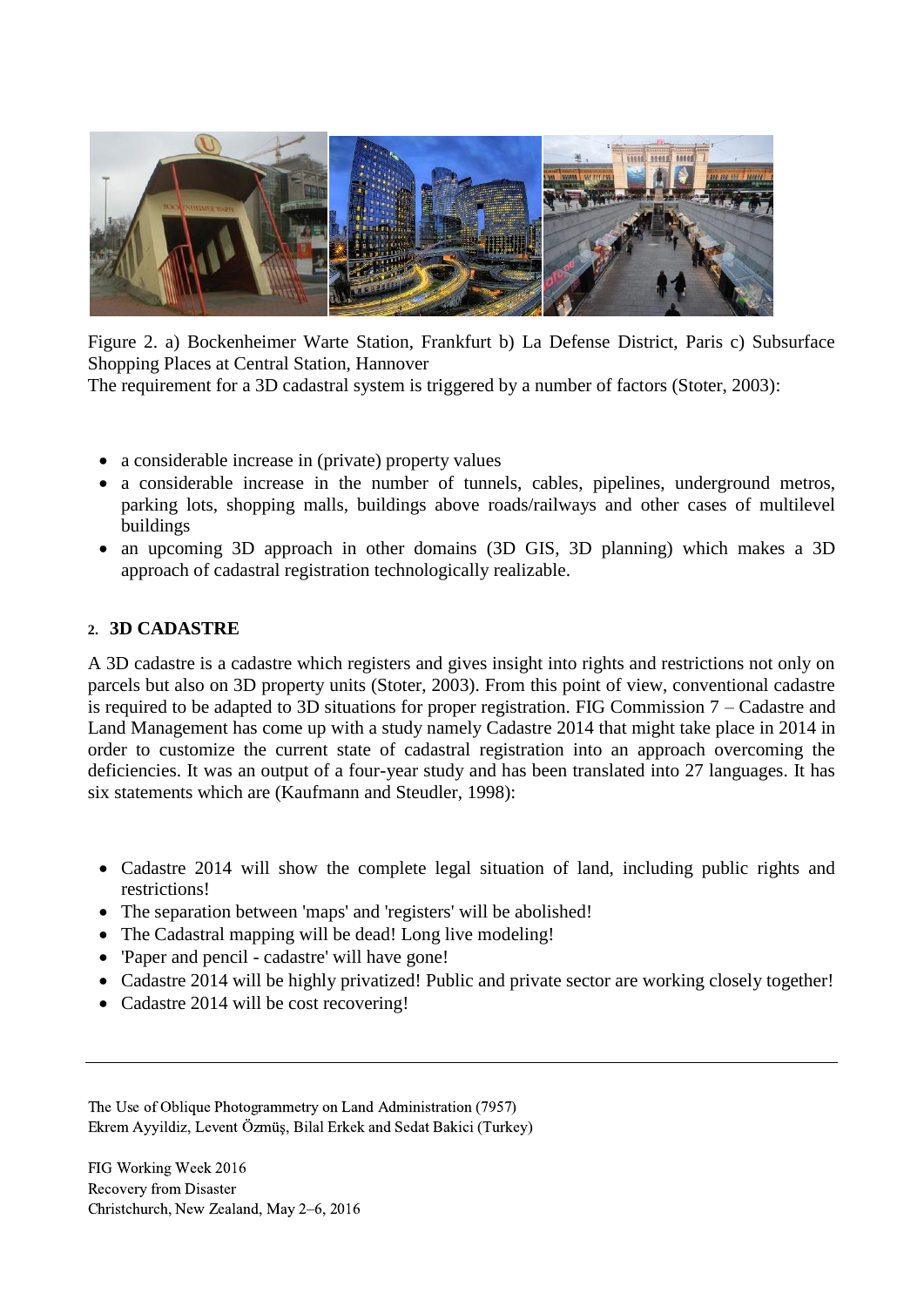Figure 2. a) Bockenheimer Warte Station, Frankfurt b) La Defense District, Paris c) Subsurface Shopping Places at Central Station, Hannover

The requirement for a 3D cadastral system is triggered by a number of factors (Stoter, 2003):

- a considerable increase in (private) property values
- a considerable increase in the number of tunnels, cables, pipelines, underground metros, parking lots, shopping malls, buildings above roads/railways and other cases of multilevel buildings
- an upcoming 3D approach in other domains (3D GIS, 3D planning) which makes a 3D approach of cadastral registration technologically realizable.

## 2. 3D CADASTRE

A 3D cadastre is a cadastre which registers and gives insight into rights and restrictions not only on parcels but also on 3D property units (Stoter, 2003). From this point of view, conventional cadastre is required to be adapted to 3D situations for proper registration. FIG Commission 7 – Cadastre and Land Management has come up with a study namely Cadastre 2014 that might take place in 2014 in order to customize the current state of cadastral registration into an approach overcoming the deficiencies. It was an output of a four-year study and has been translated into 27 languages. It has six statements which are (Kaufmann and Steudler, 1998):

- Cadastre 2014 will show the complete legal situation of land, including public rights and restrictions!
- The separation between 'maps' and 'registers' will be abolished!
- The Cadastral mapping will be dead! Long live modeling!
- 'Paper and pencil - cadastre' will have gone!
- Cadastre 2014 will be highly privatized! Public and private sector are working closely together!
- Cadastre 2014 will be cost recovering!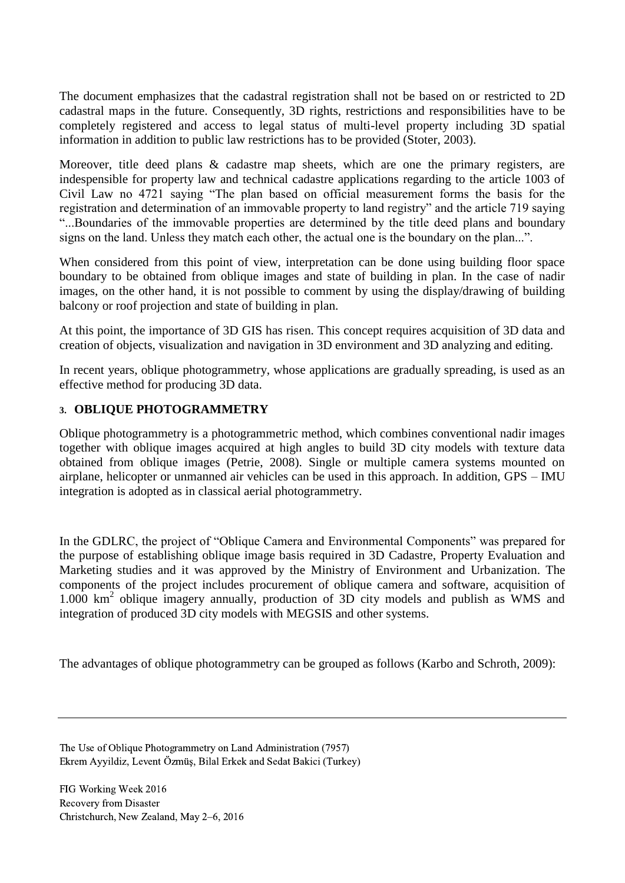The document emphasizes that the cadastral registration shall not be based on or restricted to 2D cadastral maps in the future. Consequently, 3D rights, restrictions and responsibilities have to be completely registered and access to legal status of multi-level property including 3D spatial information in addition to public law restrictions has to be provided (Stoter, 2003).

Moreover, title deed plans & cadastre map sheets, which are one the primary registers, are indespensible for property law and technical cadastre applications regarding to the article 1003 of Civil Law no 4721 saying "The plan based on official measurement forms the basis for the registration and determination of an immovable property to land registry" and the article 719 saying "...Boundaries of the immovable properties are determined by the title deed plans and boundary signs on the land. Unless they match each other, the actual one is the boundary on the plan...".

When considered from this point of view, interpretation can be done using building floor space boundary to be obtained from oblique images and state of building in plan. In the case of nadir images, on the other hand, it is not possible to comment by using the display/drawing of building balcony or roof projection and state of building in plan.

At this point, the importance of 3D GIS has risen. This concept requires acquisition of 3D data and creation of objects, visualization and navigation in 3D environment and 3D analyzing and editing.

In recent years, oblique photogrammetry, whose applications are gradually spreading, is used as an effective method for producing 3D data.

## 3. OBLIQUE PHOTOGRAMMETRY

Oblique photogrammetry is a photogrammetric method, which combines conventional nadir images together with oblique images acquired at high angles to build 3D city models with texture data obtained from oblique images (Petrie, 2008). Single or multiple camera systems mounted on airplane, helicopter or unmanned air vehicles can be used in this approach. In addition, GPS – IMU integration is adopted as in classical aerial photogrammetry.

In the GDLRC, the project of "Oblique Camera and Environmental Components" was prepared for the purpose of establishing oblique image basis required in 3D Cadastre, Property Evaluation and Marketing studies and it was approved by the Ministry of Environment and Urbanization. The components of the project includes procurement of oblique camera and software, acquisition of 1.000 $km^2$ oblique imagery annually, production of 3D city models and publish as WMS and integration of produced 3D city models with MEGSIS and other systems.

The advantages of oblique photogrammetry can be grouped as follows (Karbo and Schroth, 2009):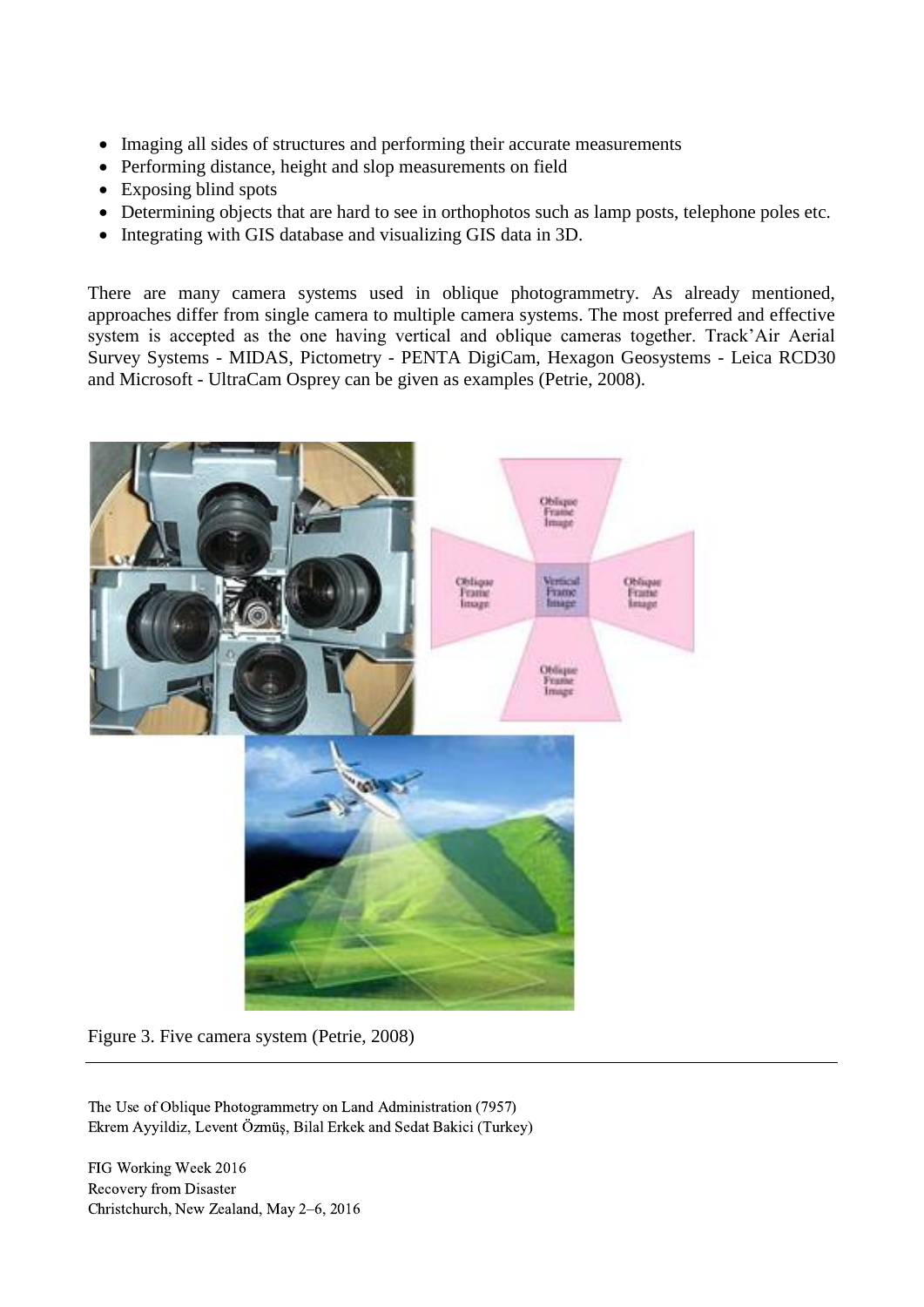- Imaging all sides of structures and performing their accurate measurements
- Performing distance, height and slop measurements on field
- Exposing blind spots
- Determining objects that are hard to see in orthophotos such as lamp posts, telephone poles etc.
- Integrating with GIS database and visualizing GIS data in 3D.

There are many camera systems used in oblique photogrammetry. As already mentioned, approaches differ from single camera to multiple camera systems. The most preferred and effective system is accepted as the one having vertical and oblique cameras together. Track'Air Aerial Survey Systems - MIDAS, Pictometry - PENTA DigiCam, Hexagon Geosystems - Leica RCD30 and Microsoft - UltraCam Osprey can be given as examples (Petrie, 2008).

Figure 3. Five camera system (Petrie, 2008)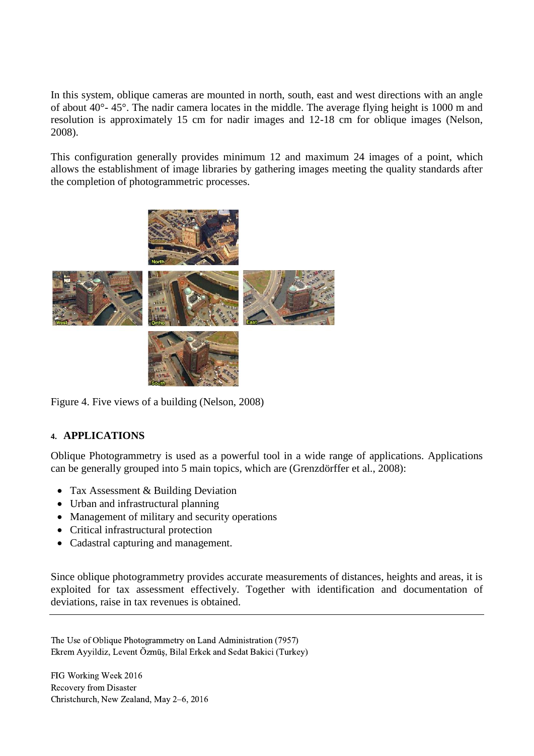In this system, oblique cameras are mounted in north, south, east and west directions with an angle of about 40°- 45°. The nadir camera locates in the middle. The average flying height is 1000 m and resolution is approximately 15 cm for nadir images and 12-18 cm for oblique images (Nelson, 2008).

This configuration generally provides minimum 12 and maximum 24 images of a point, which allows the establishment of image libraries by gathering images meeting the quality standards after the completion of photogrammetric processes.

Figure 4. Five views of a building (Nelson, 2008)

## 4. APPLICATIONS

Oblique Photogrammetry is used as a powerful tool in a wide range of applications. Applications can be generally grouped into 5 main topics, which are (Grenzdörffer et al., 2008):

- Tax Assessment & Building Deviation
- Urban and infrastructural planning
- Management of military and security operations
- Critical infrastructural protection
- Cadastral capturing and management.

Since oblique photogrammetry provides accurate measurements of distances, heights and areas, it is exploited for tax assessment effectively. Together with identification and documentation of deviations, raise in tax revenues is obtained.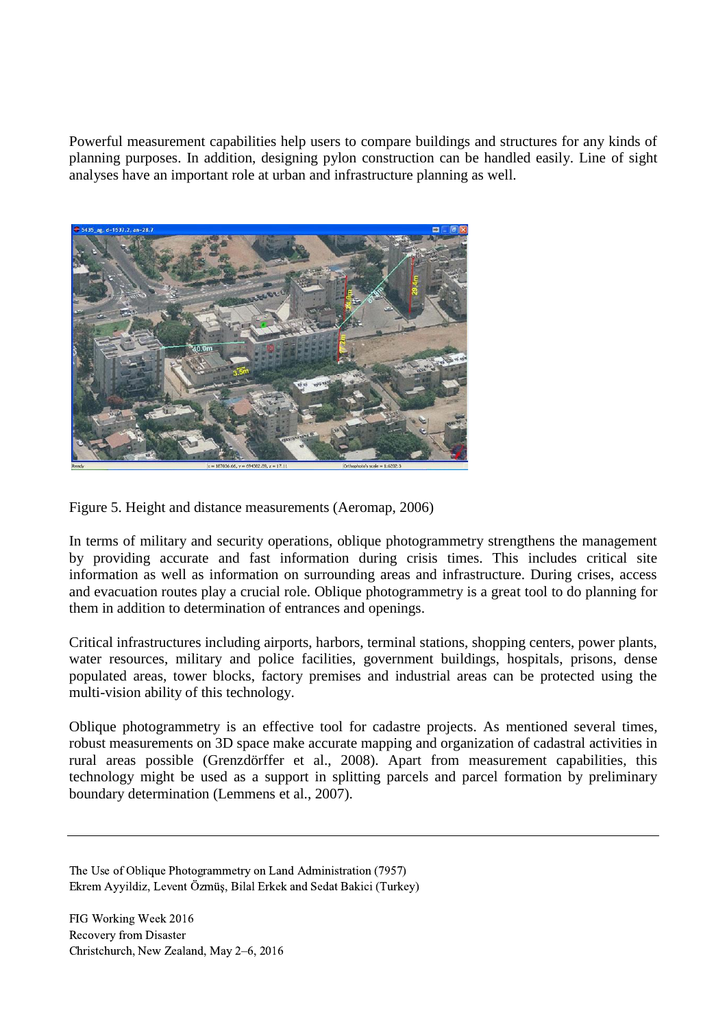Powerful measurement capabilities help users to compare buildings and structures for any kinds of planning purposes. In addition, designing pylon construction can be handled easily. Line of sight analyses have an important role at urban and infrastructure planning as well.

Figure 5. Height and distance measurements (Aeromap, 2006)

In terms of military and security operations, oblique photogrammetry strengthens the management by providing accurate and fast information during crisis times. This includes critical site information as well as information on surrounding areas and infrastructure. During crises, access and evacuation routes play a crucial role. Oblique photogrammetry is a great tool to do planning for them in addition to determination of entrances and openings.

Critical infrastructures including airports, harbors, terminal stations, shopping centers, power plants, water resources, military and police facilities, government buildings, hospitals, prisons, dense populated areas, tower blocks, factory premises and industrial areas can be protected using the multi-vision ability of this technology.

Oblique photogrammetry is an effective tool for cadastre projects. As mentioned several times, robust measurements on 3D space make accurate mapping and organization of cadastral activities in rural areas possible (Grenzdörffer et al., 2008). Apart from measurement capabilities, this technology might be used as a support in splitting parcels and parcel formation by preliminary boundary determination (Lemmens et al., 2007).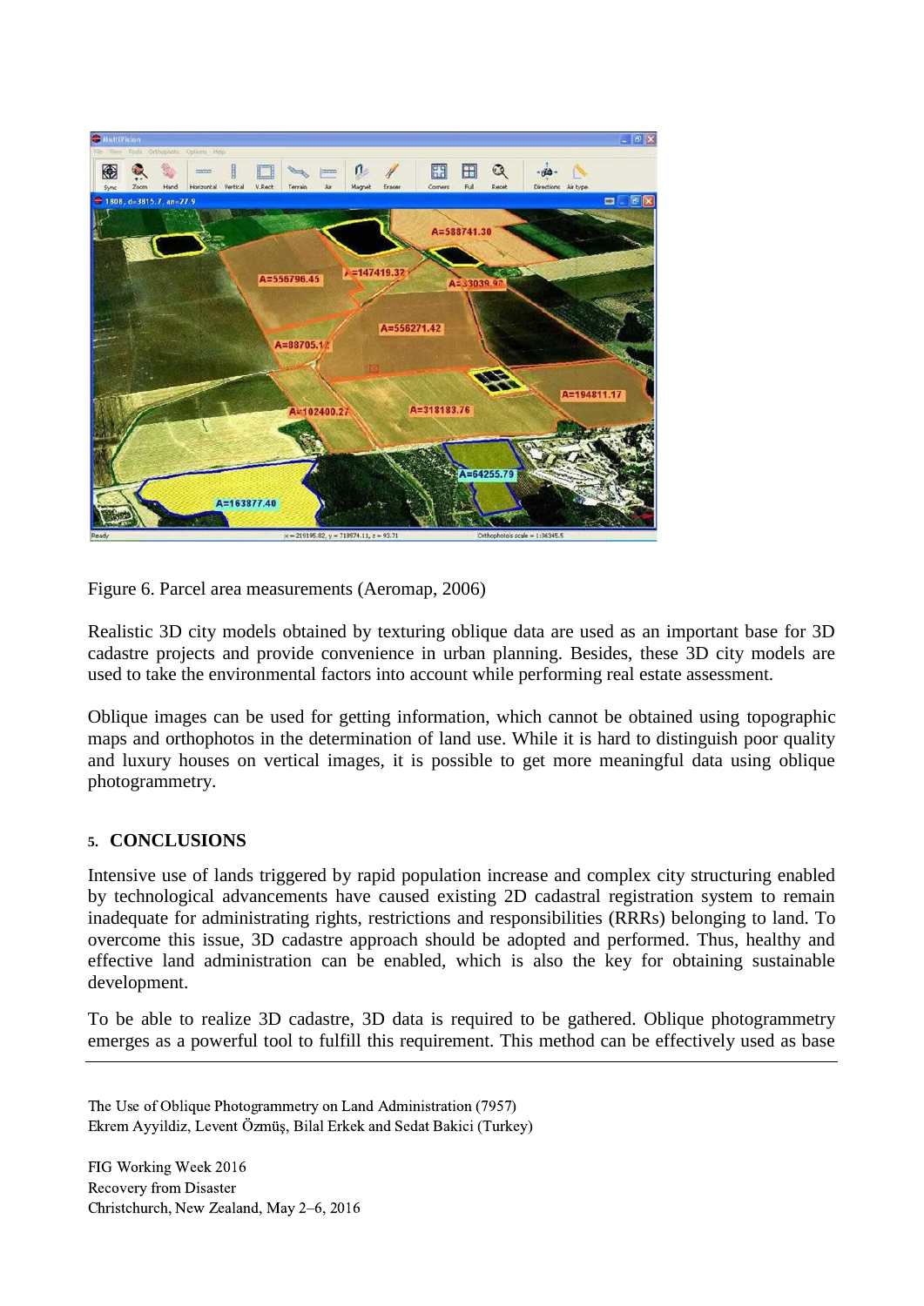Figure 6. Parcel area measurements (Aeromap, 2006)

Realistic 3D city models obtained by texturing oblique data are used as an important base for 3D cadastre projects and provide convenience in urban planning. Besides, these 3D city models are used to take the environmental factors into account while performing real estate assessment.

Oblique images can be used for getting information, which cannot be obtained using topographic maps and orthophotos in the determination of land use. While it is hard to distinguish poor quality and luxury houses on vertical images, it is possible to get more meaningful data using oblique photogrammetry.

## 5. CONCLUSIONS

Intensive use of lands triggered by rapid population increase and complex city structuring enabled by technological advancements have caused existing 2D cadastral registration system to remain inadequate for administrating rights, restrictions and responsibilities (RRRs) belonging to land. To overcome this issue, 3D cadastre approach should be adopted and performed. Thus, healthy and effective land administration can be enabled, which is also the key for obtaining sustainable development.

To be able to realize 3D cadastre, 3D data is required to be gathered. Oblique photogrammetry emerges as a powerful tool to fulfill this requirement. This method can be effectively used as base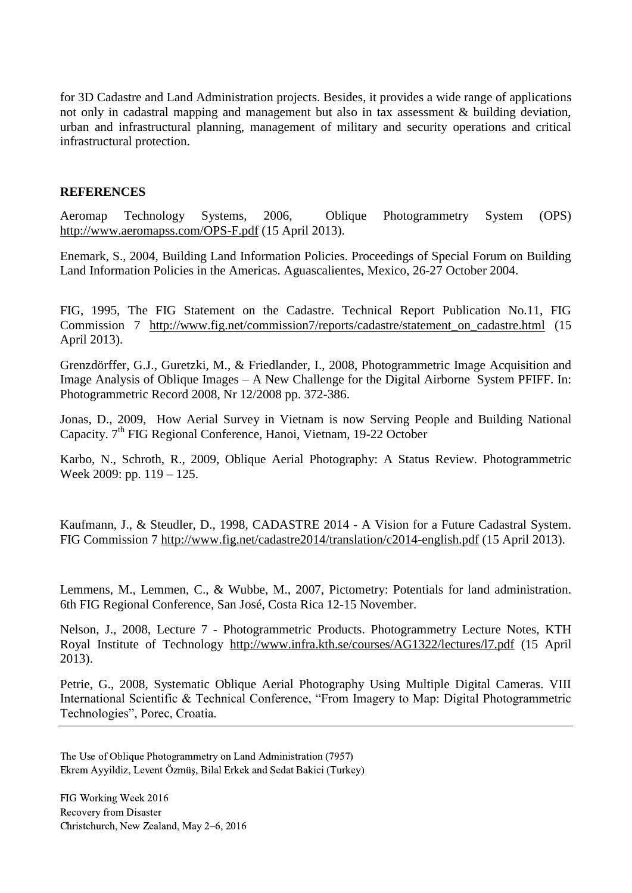for 3D Cadastre and Land Administration projects. Besides, it provides a wide range of applications not only in cadastral mapping and management but also in tax assessment & building deviation, urban and infrastructural planning, management of military and security operations and critical infrastructural protection.

## REFERENCES

Aeromap Technology Systems, 2006, Oblique Photogrammetry System (OPS) http://www.aeromapss.com/OPS-F.pdf (15 April 2013).

Enemark, S., 2004, Building Land Information Policies. Proceedings of Special Forum on Building Land Information Policies in the Americas. Aguascalientes, Mexico, 26-27 October 2004.

FIG, 1995, The FIG Statement on the Cadastre. Technical Report Publication No.11, FIG Commission 7 http://www.fig.net/commission7/reports/cadastre/statement_on_cadastre.html (15 April 2013).

Grenzdörffer, G.J., Guretzki, M., & Friedlander, I., 2008, Photogrammetric Image Acquisition and Image Analysis of Oblique Images – A New Challenge for the Digital Airborne System PFIFF. In: Photogrammetric Record 2008, Nr 12/2008 pp. 372-386.

Jonas, D., 2009, How Aerial Survey in Vietnam is now Serving People and Building National Capacity. 7th FIG Regional Conference, Hanoi, Vietnam, 19-22 October

Karbo, N., Schroth, R., 2009, Oblique Aerial Photography: A Status Review. Photogrammetric Week 2009: pp. 119 – 125.

Kaufmann, J., & Steudler, D., 1998, CADASTRE 2014 - A Vision for a Future Cadastral System. FIG Commission 7 http://www.fig.net/cadastre2014/translation/c2014-english.pdf (15 April 2013).

Lemmens, M., Lemmen, C., & Wubbe, M., 2007, Pictometry: Potentials for land administration. 6th FIG Regional Conference, San José, Costa Rica 12-15 November.

Nelson, J., 2008, Lecture 7 - Photogrammetric Products. Photogrammetry Lecture Notes, KTH Royal Institute of Technology http://www.infra.kth.se/courses/AG1322/lectures/l7.pdf (15 April 2013).

Petrie, G., 2008, Systematic Oblique Aerial Photography Using Multiple Digital Cameras. VIII International Scientific & Technical Conference, "From Imagery to Map: Digital Photogrammetric Technologies", Porec, Croatia.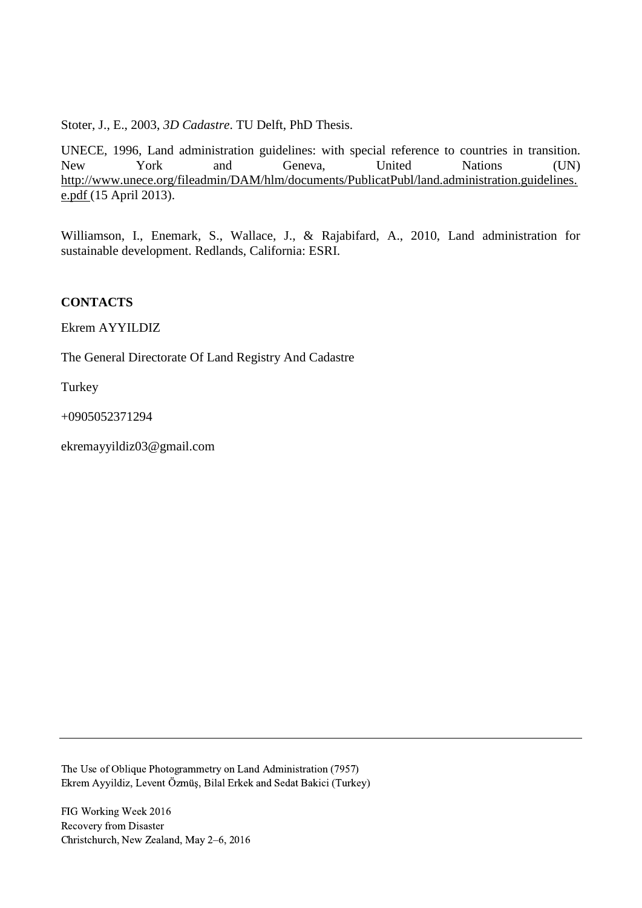Stoter, J., E., 2003, *3D Cadastre*. TU Delft, PhD Thesis.

UNECE, 1996, Land administration guidelines: with special reference to countries in transition. New York and Geneva, United Nations (UN) http://www.unece.org/fileadmin/DAM/hlm/documents/PublicatPubl/land.administration.guidelines.e.pdf (15 April 2013).

Williamson, I., Enemark, S., Wallace, J., & Rajabifard, A., 2010, Land administration for sustainable development. Redlands, California: ESRI.

**CONTACTS**

Ekrem AYYILDIZ

The General Directorate Of Land Registry And Cadastre

Turkey

+0905052371294

ekremayyildiz03@gmail.com